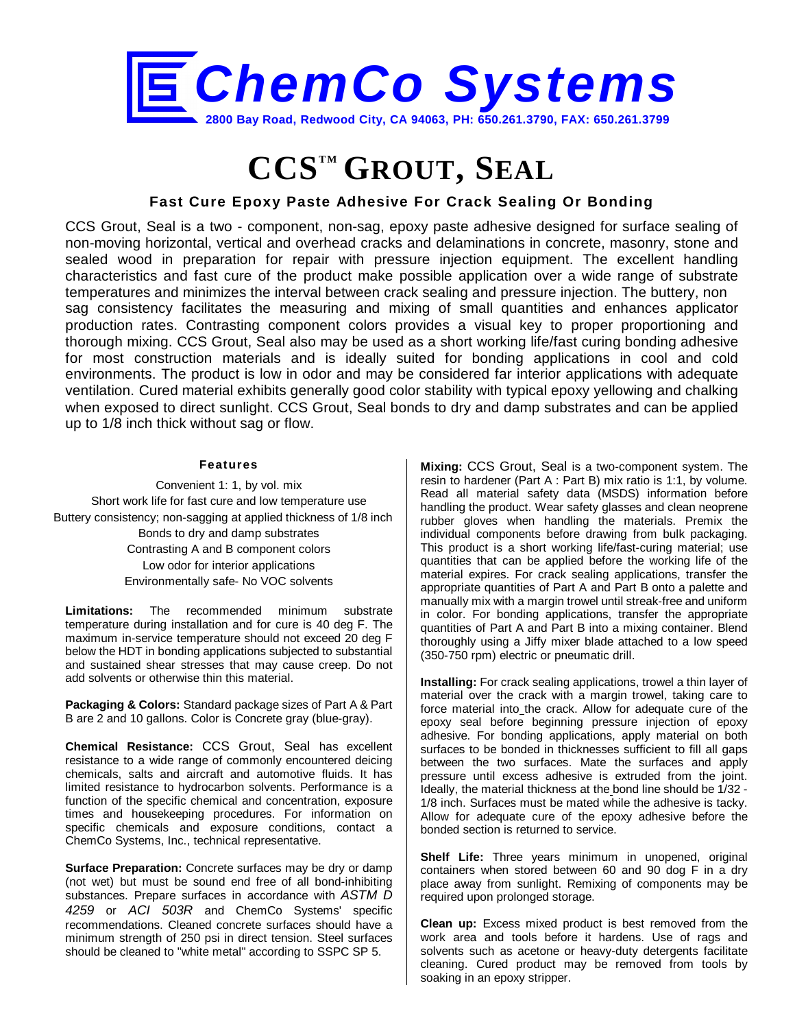# ChemCo Systems

2800 Bay Road, Redwood City, CA 94063, PH: 650.261.3790, FAX: 650.261.3799

# CCS™ GROUT, SEAL

## Fast Cure Epoxy Paste Adhesive For Crack Sealing Or Bonding

CCS Grout, Seal is a two - component, non-sag, epoxy paste adhesive designed for surface sealing of non-moving horizontal, vertical and overhead cracks and delaminations in concrete, masonry, stone and sealed wood in preparation for repair with pressure injection equipment. The excellent handling characteristics and fast cure of the product make possible application over a wide range of substrate temperatures and minimizes the interval between crack sealing and pressure injection. The buttery, non sag consistency facilitates the measuring and mixing of small quantities and enhances applicator production rates. Contrasting component colors provides a visual key to proper proportioning and thorough mixing. CCS Grout, Seal also may be used as a short working life/fast curing bonding adhesive for most construction materials and is ideally suited for bonding applications in cool and cold environments. The product is low in odor and may be considered far interior applications with adequate ventilation. Cured material exhibits generally good color stability with typical epoxy yellowing and chalking when exposed to direct sunlight. CCS Grout, Seal bonds to dry and damp substrates and can be applied up to 1/8 inch thick without sag or flow.

### Features

Convenient 1: 1, by vol. mix
Short work life for fast cure and low temperature use
Buttery consistency; non-sagging at applied thickness of 1/8 inch
Bonds to dry and damp substrates
Contrasting A and B component colors
Low odor for interior applications
Environmentally safe- No VOC solvents

**Limitations:** The recommended minimum substrate temperature during installation and for cure is 40 deg F. The maximum in-service temperature should not exceed 20 deg F below the HDT in bonding applications subjected to substantial and sustained shear stresses that may cause creep. Do not add solvents or otherwise thin this material.

**Packaging & Colors:** Standard package sizes of Part A & Part B are 2 and 10 gallons. Color is Concrete gray (blue-gray).

**Chemical Resistance:** CCS Grout, Seal has excellent resistance to a wide range of commonly encountered deicing chemicals, salts and aircraft and automotive fluids. It has limited resistance to hydrocarbon solvents. Performance is a function of the specific chemical and concentration, exposure times and housekeeping procedures. For information on specific chemicals and exposure conditions, contact a ChemCo Systems, Inc., technical representative.

**Surface Preparation:** Concrete surfaces may be dry or damp (not wet) but must be sound end free of all bond-inhibiting substances. Prepare surfaces in accordance with *ASTM D 4259* or *ACI 503R* and ChemCo Systems' specific recommendations. Cleaned concrete surfaces should have a minimum strength of 250 psi in direct tension. Steel surfaces should be cleaned to "white metal" according to SSPC SP 5.

**Mixing:** CCS Grout, Seal is a two-component system. The resin to hardener (Part A : Part B) mix ratio is 1:1, by volume. Read all material safety data (MSDS) information before handling the product. Wear safety glasses and clean neoprene rubber gloves when handling the materials. Premix the individual components before drawing from bulk packaging. This product is a short working life/fast-curing material; use quantities that can be applied before the working life of the material expires. For crack sealing applications, transfer the appropriate quantities of Part A and Part B onto a palette and manually mix with a margin trowel until streak-free and uniform in color. For bonding applications, transfer the appropriate quantities of Part A and Part B into a mixing container. Blend thoroughly using a Jiffy mixer blade attached to a low speed (350-750 rpm) electric or pneumatic drill.

**Installing:** For crack sealing applications, trowel a thin layer of material over the crack with a margin trowel, taking care to force material into the crack. Allow for adequate cure of the epoxy seal before beginning pressure injection of epoxy adhesive. For bonding applications, apply material on both surfaces to be bonded in thicknesses sufficient to fill all gaps between the two surfaces. Mate the surfaces and apply pressure until excess adhesive is extruded from the joint. Ideally, the material thickness at the bond line should be 1/32 - 1/8 inch. Surfaces must be mated while the adhesive is tacky. Allow for adequate cure of the epoxy adhesive before the bonded section is returned to service.

**Shelf Life:** Three years minimum in unopened, original containers when stored between 60 and 90 dog F in a dry place away from sunlight. Remixing of components may be required upon prolonged storage.

**Clean up:** Excess mixed product is best removed from the work area and tools before it hardens. Use of rags and solvents such as acetone or heavy-duty detergents facilitate cleaning. Cured product may be removed from tools by soaking in an epoxy stripper.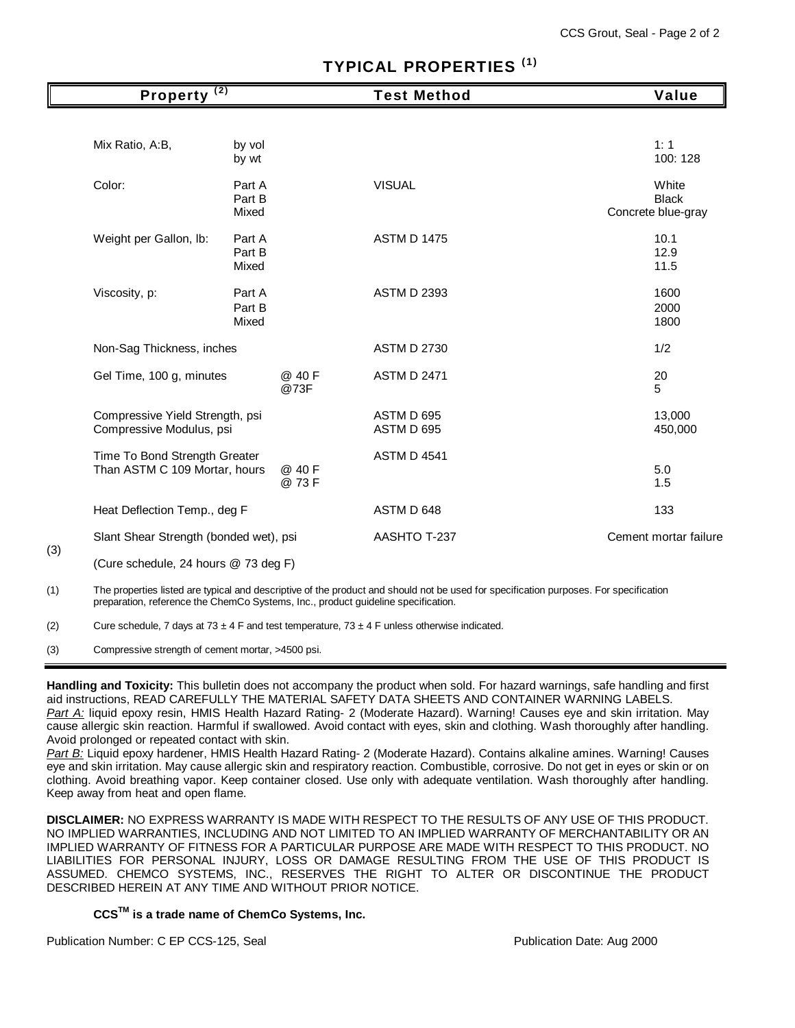## TYPICAL PROPERTIES [1]

| Property [2] | | | Test Method | Value |
|---|---|---|---|---|
| Mix Ratio, A:B, | by vol | | | 1: 1 |
| | by wt | | | 100: 128 |
| Color: | Part A | | VISUAL | White |
| | Part B | | | Black |
| | Mixed | | | Concrete blue-gray |
| Weight per Gallon, lb: | Part A | | ASTM D 1475 | 10.1 |
| | Part B | | | 12.9 |
| | Mixed | | | 11.5 |
| Viscosity, p: | Part A | | ASTM D 2393 | 1600 |
| | Part B | | | 2000 |
| | Mixed | | | 1800 |
| Non-Sag Thickness, inches | | | ASTM D 2730 | 1/2 |
| Gel Time, 100 g, minutes | | @ 40 F | ASTM D 2471 | 20 |
| | | @73F | | 5 |
| Compressive Yield Strength, psi | | | ASTM D 695 | 13,000 |
| Compressive Modulus, psi | | | ASTM D 695 | 450,000 |
| Time To Bond Strength Greater Than ASTM C 109 Mortar, hours | | | ASTM D 4541 | |
| | | @ 40 F | | 5.0 |
| | | @ 73 F | | 1.5 |
| Heat Deflection Temp., deg F | | | ASTM D 648 | 133 |
| (3) Slant Shear Strength (bonded wet), psi (Cure schedule, 24 hours @ 73 deg F) | | | AASHTO T-237 | Cement mortar failure |

(1) The properties listed are typical and descriptive of the product and should not be used for specification purposes. For specification preparation, reference the ChemCo Systems, Inc., product guideline specification.

(2) Cure schedule, 7 days at 73 ± 4 F and test temperature, 73 ± 4 F unless otherwise indicated.

(3) Compressive strength of cement mortar, >4500 psi.

**Handling and Toxicity:** This bulletin does not accompany the product when sold. For hazard warnings, safe handling and first aid instructions, READ CAREFULLY THE MATERIAL SAFETY DATA SHEETS AND CONTAINER WARNING LABELS.
*Part A:* liquid epoxy resin, HMIS Health Hazard Rating- 2 (Moderate Hazard). Warning! Causes eye and skin irritation. May cause allergic skin reaction. Harmful if swallowed. Avoid contact with eyes, skin and clothing. Wash thoroughly after handling. Avoid prolonged or repeated contact with skin.
*Part B:* Liquid epoxy hardener, HMIS Health Hazard Rating- 2 (Moderate Hazard). Contains alkaline amines. Warning! Causes eye and skin irritation. May cause allergic skin and respiratory reaction. Combustible, corrosive. Do not get in eyes or skin or on clothing. Avoid breathing vapor. Keep container closed. Use only with adequate ventilation. Wash thoroughly after handling. Keep away from heat and open flame.

**DISCLAIMER:** NO EXPRESS WARRANTY IS MADE WITH RESPECT TO THE RESULTS OF ANY USE OF THIS PRODUCT. NO IMPLIED WARRANTIES, INCLUDING AND NOT LIMITED TO AN IMPLIED WARRANTY OF MERCHANTABILITY OR AN IMPLIED WARRANTY OF FITNESS FOR A PARTICULAR PURPOSE ARE MADE WITH RESPECT TO THIS PRODUCT. NO LIABILITIES FOR PERSONAL INJURY, LOSS OR DAMAGE RESULTING FROM THE USE OF THIS PRODUCT IS ASSUMED. CHEMCO SYSTEMS, INC., RESERVES THE RIGHT TO ALTER OR DISCONTINUE THE PRODUCT DESCRIBED HEREIN AT ANY TIME AND WITHOUT PRIOR NOTICE.

**CCS™ is a trade name of ChemCo Systems, Inc.**

Publication Number: C EP CCS-125, Seal

Publication Date: Aug 2000